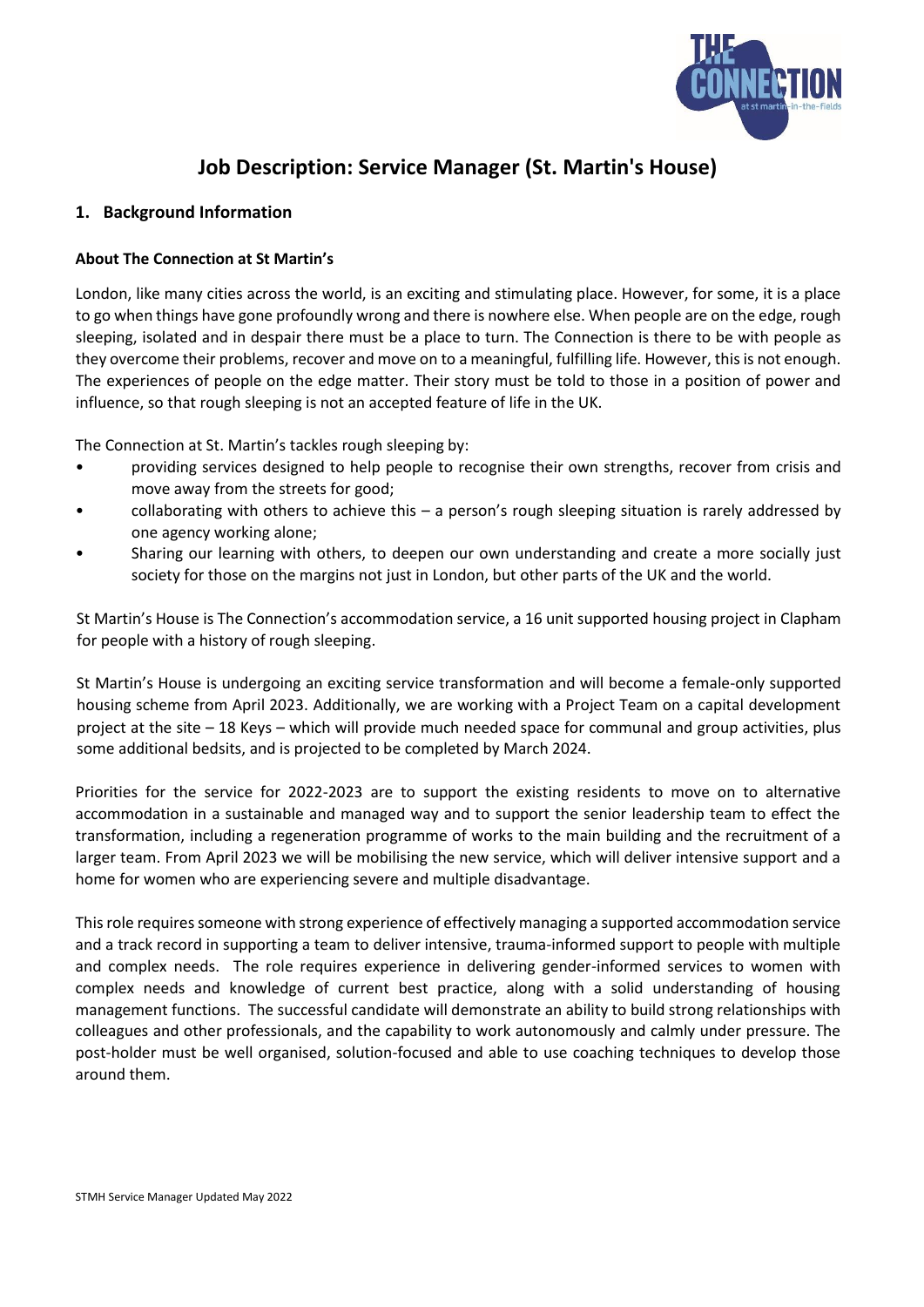# Job Description: Service Manager (St. Martin's House)

## 1. Background Information

### About The Connection at St Martin's

London, like many cities across the world, is an exciting and stimulating place. However, for some, it is a place to go when things have gone profoundly wrong and there is nowhere else. When people are on the edge, rough sleeping, isolated and in despair there must be a place to turn. The Connection is there to be with people as they overcome their problems, recover and move on to a meaningful, fulfilling life. However, this is not enough. The experiences of people on the edge matter. Their story must be told to those in a position of power and influence, so that rough sleeping is not an accepted feature of life in the UK.

The Connection at St. Martin's tackles rough sleeping by:

- providing services designed to help people to recognise their own strengths, recover from crisis and move away from the streets for good;
- collaborating with others to achieve this – a person's rough sleeping situation is rarely addressed by one agency working alone;
- Sharing our learning with others, to deepen our own understanding and create a more socially just society for those on the margins not just in London, but other parts of the UK and the world.

St Martin's House is The Connection's accommodation service, a 16 unit supported housing project in Clapham for people with a history of rough sleeping.

St Martin's House is undergoing an exciting service transformation and will become a female-only supported housing scheme from April 2023. Additionally, we are working with a Project Team on a capital development project at the site – 18 Keys – which will provide much needed space for communal and group activities, plus some additional bedsits, and is projected to be completed by March 2024.

Priorities for the service for 2022-2023 are to support the existing residents to move on to alternative accommodation in a sustainable and managed way and to support the senior leadership team to effect the transformation, including a regeneration programme of works to the main building and the recruitment of a larger team. From April 2023 we will be mobilising the new service, which will deliver intensive support and a home for women who are experiencing severe and multiple disadvantage.

This role requires someone with strong experience of effectively managing a supported accommodation service and a track record in supporting a team to deliver intensive, trauma-informed support to people with multiple and complex needs. The role requires experience in delivering gender-informed services to women with complex needs and knowledge of current best practice, along with a solid understanding of housing management functions. The successful candidate will demonstrate an ability to build strong relationships with colleagues and other professionals, and the capability to work autonomously and calmly under pressure. The post-holder must be well organised, solution-focused and able to use coaching techniques to develop those around them.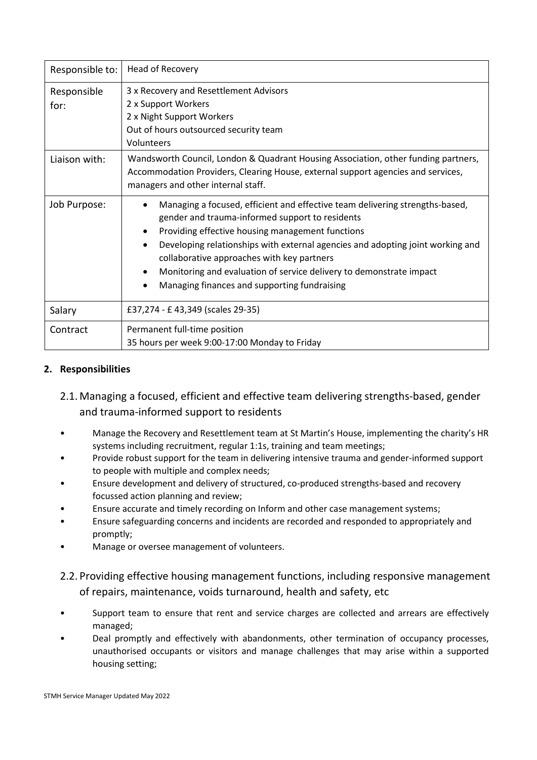| Responsible to: | Head of Recovery |
| --- | --- |
| Responsible for: | 3 x Recovery and Resettlement Advisors<br>2 x Support Workers<br>2 x Night Support Workers<br>Out of hours outsourced security team<br>Volunteers |
| Liaison with: | Wandsworth Council, London & Quadrant Housing Association, other funding partners, Accommodation Providers, Clearing House, external support agencies and services, managers and other internal staff. |
| Job Purpose: | • Managing a focused, efficient and effective team delivering strengths-based, gender and trauma-informed support to residents<br>• Providing effective housing management functions<br>• Developing relationships with external agencies and adopting joint working and collaborative approaches with key partners<br>• Monitoring and evaluation of service delivery to demonstrate impact<br>• Managing finances and supporting fundraising |
| Salary | £37,274 - £ 43,349 (scales 29-35) |
| Contract | Permanent full-time position<br>35 hours per week 9:00-17:00 Monday to Friday |

## 2. Responsibilities

### 2.1. Managing a focused, efficient and effective team delivering strengths-based, gender and trauma-informed support to residents

- Manage the Recovery and Resettlement team at St Martin's House, implementing the charity's HR systems including recruitment, regular 1:1s, training and team meetings;
- Provide robust support for the team in delivering intensive trauma and gender-informed support to people with multiple and complex needs;
- Ensure development and delivery of structured, co-produced strengths-based and recovery focussed action planning and review;
- Ensure accurate and timely recording on Inform and other case management systems;
- Ensure safeguarding concerns and incidents are recorded and responded to appropriately and promptly;
- Manage or oversee management of volunteers.

### 2.2. Providing effective housing management functions, including responsive management of repairs, maintenance, voids turnaround, health and safety, etc

- Support team to ensure that rent and service charges are collected and arrears are effectively managed;
- Deal promptly and effectively with abandonments, other termination of occupancy processes, unauthorised occupants or visitors and manage challenges that may arise within a supported housing setting;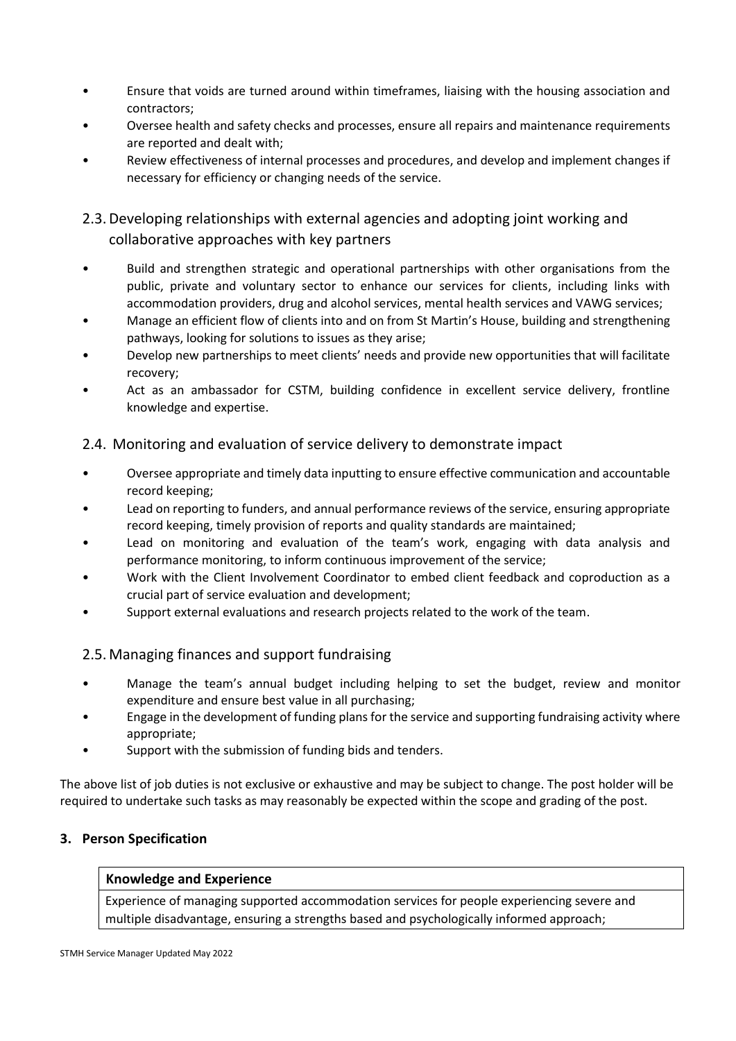- Ensure that voids are turned around within timeframes, liaising with the housing association and contractors;
- Oversee health and safety checks and processes, ensure all repairs and maintenance requirements are reported and dealt with;
- Review effectiveness of internal processes and procedures, and develop and implement changes if necessary for efficiency or changing needs of the service.

### 2.3. Developing relationships with external agencies and adopting joint working and collaborative approaches with key partners

- Build and strengthen strategic and operational partnerships with other organisations from the public, private and voluntary sector to enhance our services for clients, including links with accommodation providers, drug and alcohol services, mental health services and VAWG services;
- Manage an efficient flow of clients into and on from St Martin's House, building and strengthening pathways, looking for solutions to issues as they arise;
- Develop new partnerships to meet clients' needs and provide new opportunities that will facilitate recovery;
- Act as an ambassador for CSTM, building confidence in excellent service delivery, frontline knowledge and expertise.

### 2.4. Monitoring and evaluation of service delivery to demonstrate impact

- Oversee appropriate and timely data inputting to ensure effective communication and accountable record keeping;
- Lead on reporting to funders, and annual performance reviews of the service, ensuring appropriate record keeping, timely provision of reports and quality standards are maintained;
- Lead on monitoring and evaluation of the team's work, engaging with data analysis and performance monitoring, to inform continuous improvement of the service;
- Work with the Client Involvement Coordinator to embed client feedback and coproduction as a crucial part of service evaluation and development;
- Support external evaluations and research projects related to the work of the team.

### 2.5. Managing finances and support fundraising

- Manage the team's annual budget including helping to set the budget, review and monitor expenditure and ensure best value in all purchasing;
- Engage in the development of funding plans for the service and supporting fundraising activity where appropriate;
- Support with the submission of funding bids and tenders.

The above list of job duties is not exclusive or exhaustive and may be subject to change. The post holder will be required to undertake such tasks as may reasonably be expected within the scope and grading of the post.

## 3. Person Specification

| **Knowledge and Experience** |
| --- |
| Experience of managing supported accommodation services for people experiencing severe and multiple disadvantage, ensuring a strengths based and psychologically informed approach; |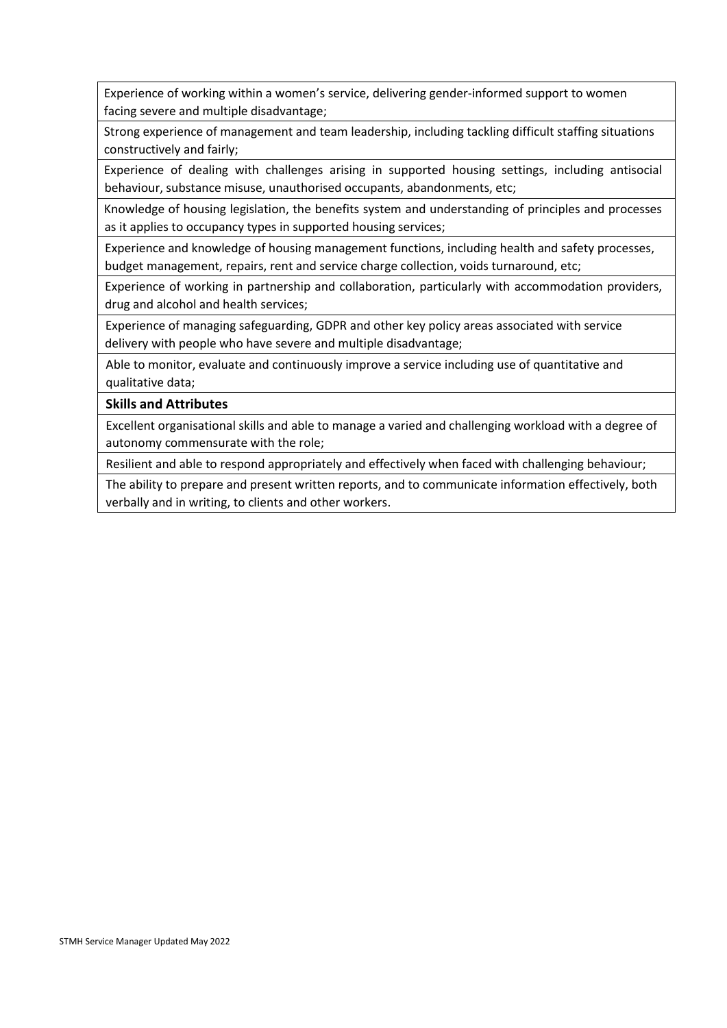| |
|---|
| Experience of working within a women's service, delivering gender-informed support to women facing severe and multiple disadvantage; |
| Strong experience of management and team leadership, including tackling difficult staffing situations constructively and fairly; |
| Experience of dealing with challenges arising in supported housing settings, including antisocial behaviour, substance misuse, unauthorised occupants, abandonments, etc; |
| Knowledge of housing legislation, the benefits system and understanding of principles and processes as it applies to occupancy types in supported housing services; |
| Experience and knowledge of housing management functions, including health and safety processes, budget management, repairs, rent and service charge collection, voids turnaround, etc; |
| Experience of working in partnership and collaboration, particularly with accommodation providers, drug and alcohol and health services; |
| Experience of managing safeguarding, GDPR and other key policy areas associated with service delivery with people who have severe and multiple disadvantage; |
| Able to monitor, evaluate and continuously improve a service including use of quantitative and qualitative data; |
| **Skills and Attributes** |
| Excellent organisational skills and able to manage a varied and challenging workload with a degree of autonomy commensurate with the role; |
| Resilient and able to respond appropriately and effectively when faced with challenging behaviour; |
| The ability to prepare and present written reports, and to communicate information effectively, both verbally and in writing, to clients and other workers. |